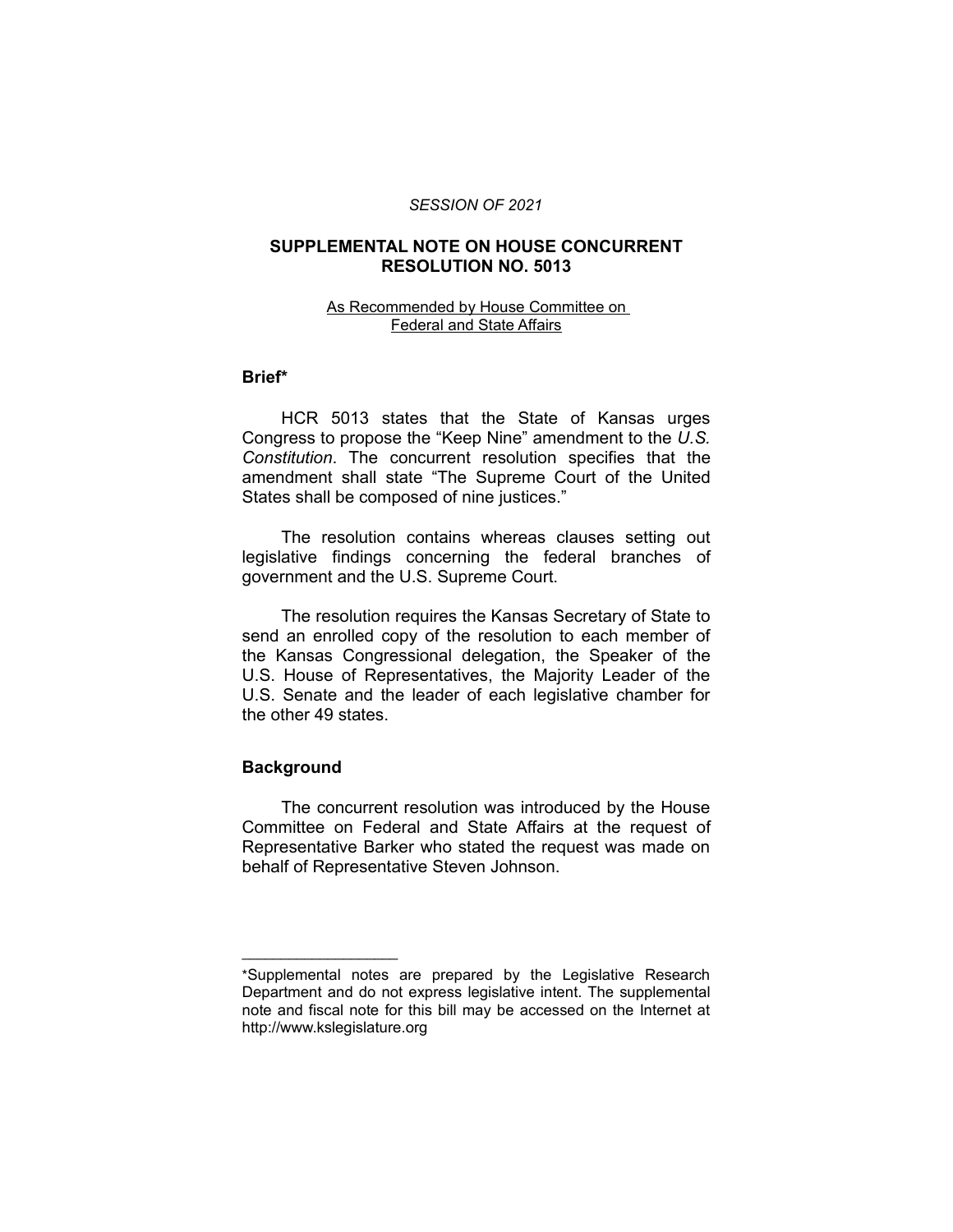*SESSION OF 2021*

## SUPPLEMENTAL NOTE ON HOUSE CONCURRENT RESOLUTION NO. 5013

As Recommended by House Committee on Federal and State Affairs

### Brief*

HCR 5013 states that the State of Kansas urges Congress to propose the "Keep Nine" amendment to the *U.S. Constitution*. The concurrent resolution specifies that the amendment shall state "The Supreme Court of the United States shall be composed of nine justices."

The resolution contains whereas clauses setting out legislative findings concerning the federal branches of government and the U.S. Supreme Court.

The resolution requires the Kansas Secretary of State to send an enrolled copy of the resolution to each member of the Kansas Congressional delegation, the Speaker of the U.S. House of Representatives, the Majority Leader of the U.S. Senate and the leader of each legislative chamber for the other 49 states.

### Background

The concurrent resolution was introduced by the House Committee on Federal and State Affairs at the request of Representative Barker who stated the request was made on behalf of Representative Steven Johnson.

---

*Supplemental notes are prepared by the Legislative Research Department and do not express legislative intent. The supplemental note and fiscal note for this bill may be accessed on the Internet at http://www.kslegislature.org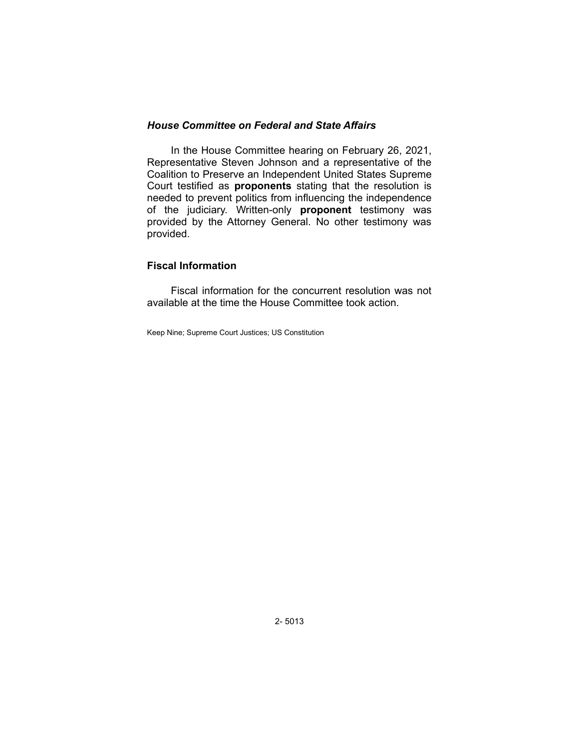### *House Committee on Federal and State Affairs*

In the House Committee hearing on February 26, 2021, Representative Steven Johnson and a representative of the Coalition to Preserve an Independent United States Supreme Court testified as **proponents** stating that the resolution is needed to prevent politics from influencing the independence of the judiciary. Written-only **proponent** testimony was provided by the Attorney General. No other testimony was provided.

### Fiscal Information

Fiscal information for the concurrent resolution was not available at the time the House Committee took action.

Keep Nine; Supreme Court Justices; US Constitution